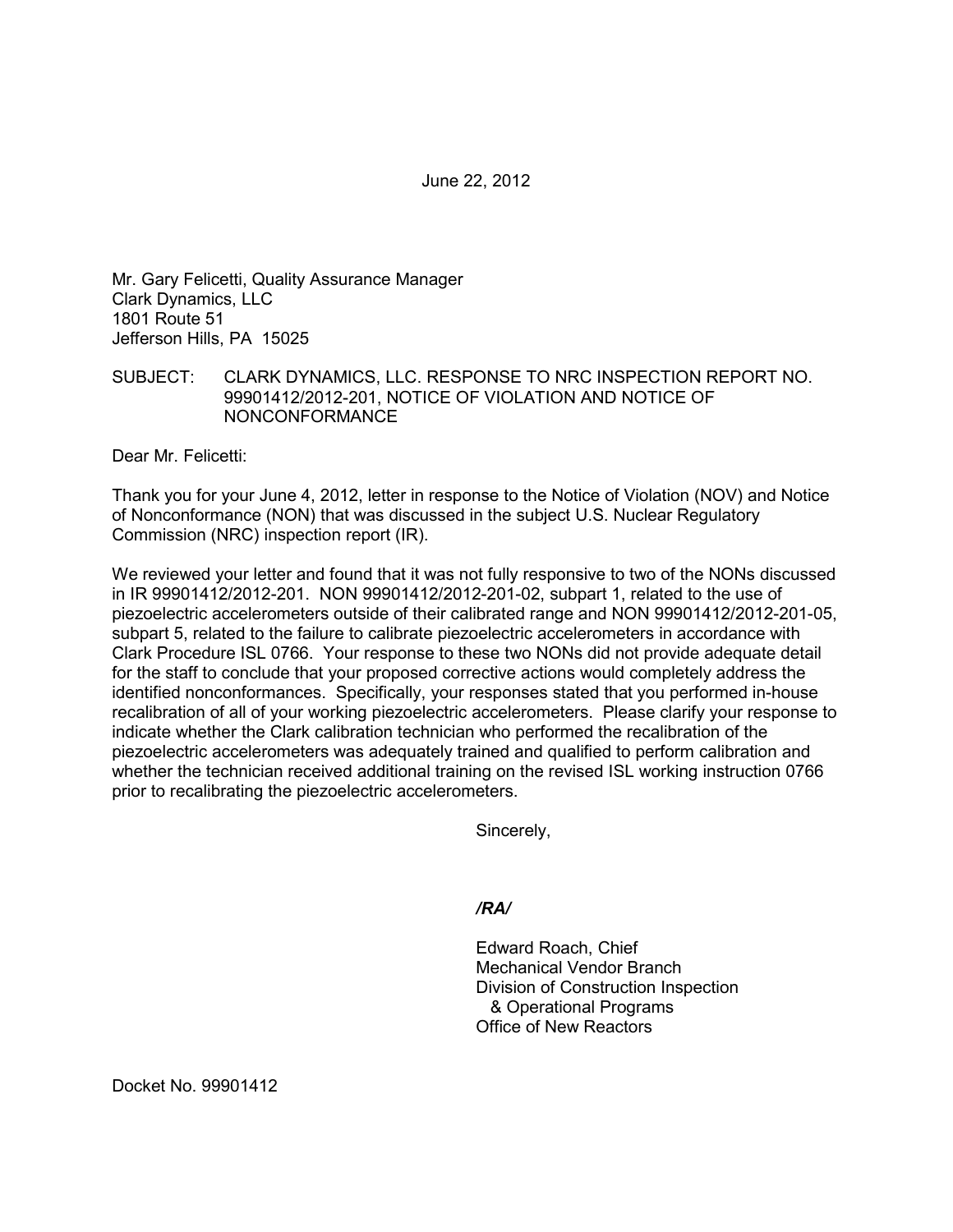June 22, 2012

Mr. Gary Felicetti, Quality Assurance Manager
Clark Dynamics, LLC
1801 Route 51
Jefferson Hills, PA 15025

SUBJECT: CLARK DYNAMICS, LLC. RESPONSE TO NRC INSPECTION REPORT NO. 99901412/2012-201, NOTICE OF VIOLATION AND NOTICE OF NONCONFORMANCE

Dear Mr. Felicetti:

Thank you for your June 4, 2012, letter in response to the Notice of Violation (NOV) and Notice of Nonconformance (NON) that was discussed in the subject U.S. Nuclear Regulatory Commission (NRC) inspection report (IR).

We reviewed your letter and found that it was not fully responsive to two of the NONs discussed in IR 99901412/2012-201. NON 99901412/2012-201-02, subpart 1, related to the use of piezoelectric accelerometers outside of their calibrated range and NON 99901412/2012-201-05, subpart 5, related to the failure to calibrate piezoelectric accelerometers in accordance with Clark Procedure ISL 0766. Your response to these two NONs did not provide adequate detail for the staff to conclude that your proposed corrective actions would completely address the identified nonconformances. Specifically, your responses stated that you performed in-house recalibration of all of your working piezoelectric accelerometers. Please clarify your response to indicate whether the Clark calibration technician who performed the recalibration of the piezoelectric accelerometers was adequately trained and qualified to perform calibration and whether the technician received additional training on the revised ISL working instruction 0766 prior to recalibrating the piezoelectric accelerometers.

Sincerely,

*/RA/*

Edward Roach, Chief
Mechanical Vendor Branch
Division of Construction Inspection
& Operational Programs
Office of New Reactors

Docket No. 99901412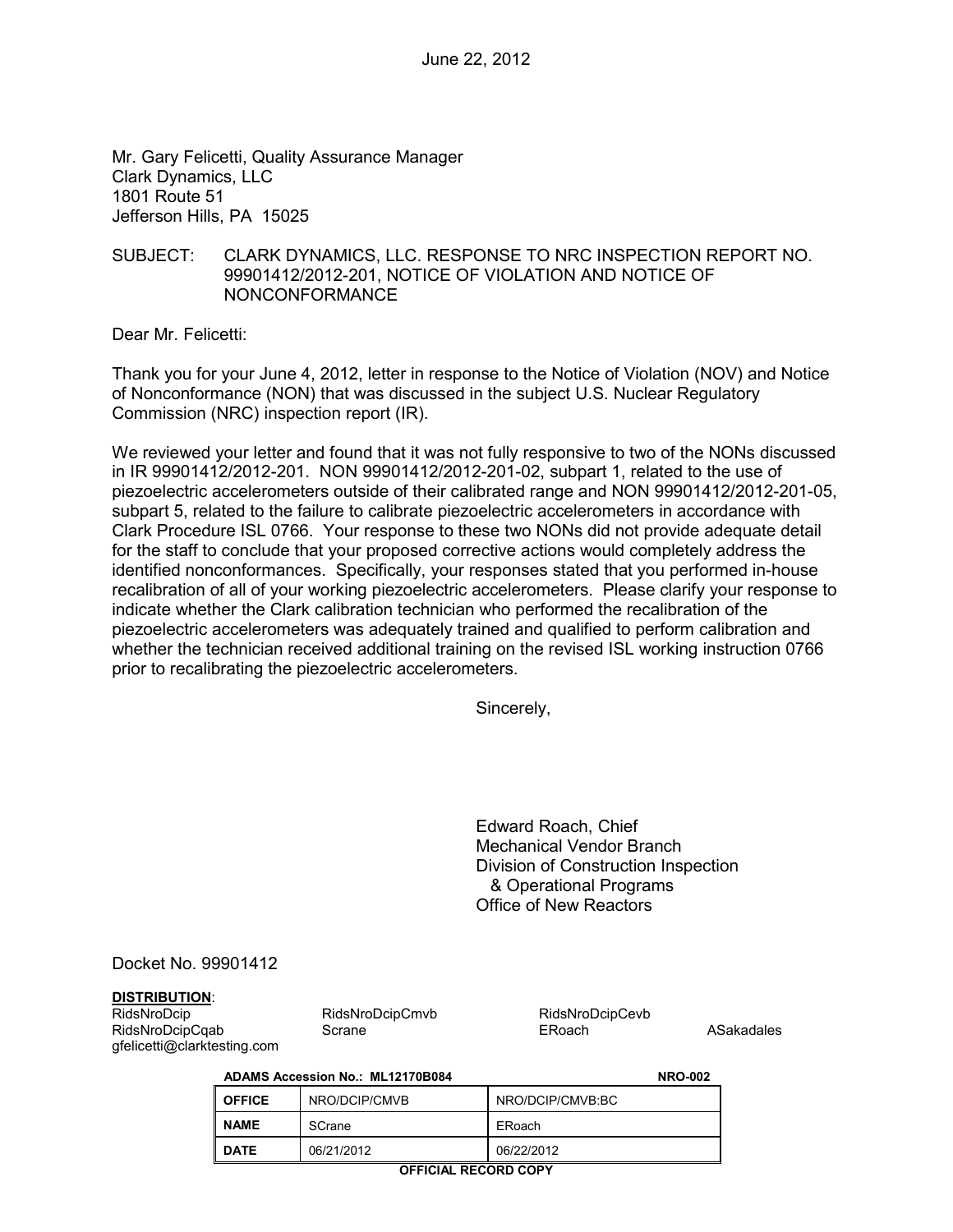June 22, 2012

Mr. Gary Felicetti, Quality Assurance Manager
Clark Dynamics, LLC
1801 Route 51
Jefferson Hills, PA 15025

SUBJECT: CLARK DYNAMICS, LLC. RESPONSE TO NRC INSPECTION REPORT NO. 99901412/2012-201, NOTICE OF VIOLATION AND NOTICE OF NONCONFORMANCE

Dear Mr. Felicetti:

Thank you for your June 4, 2012, letter in response to the Notice of Violation (NOV) and Notice of Nonconformance (NON) that was discussed in the subject U.S. Nuclear Regulatory Commission (NRC) inspection report (IR).

We reviewed your letter and found that it was not fully responsive to two of the NONs discussed in IR 99901412/2012-201. NON 99901412/2012-201-02, subpart 1, related to the use of piezoelectric accelerometers outside of their calibrated range and NON 99901412/2012-201-05, subpart 5, related to the failure to calibrate piezoelectric accelerometers in accordance with Clark Procedure ISL 0766. Your response to these two NONs did not provide adequate detail for the staff to conclude that your proposed corrective actions would completely address the identified nonconformances. Specifically, your responses stated that you performed in-house recalibration of all of your working piezoelectric accelerometers. Please clarify your response to indicate whether the Clark calibration technician who performed the recalibration of the piezoelectric accelerometers was adequately trained and qualified to perform calibration and whether the technician received additional training on the revised ISL working instruction 0766 prior to recalibrating the piezoelectric accelerometers.

Sincerely,

Edward Roach, Chief
Mechanical Vendor Branch
Division of Construction Inspection
& Operational Programs
Office of New Reactors

Docket No. 99901412

**DISTRIBUTION**:
RidsNroDcip RidsNroDcipCmvb RidsNroDcipCevb
RidsNroDcipCqab Scrane ERoach ASakadales
gfelicetti@clarktesting.com

**ADAMS Accession No.: ML12170B084** **NRO-002**

| | | |
|---|---|---|
| **OFFICE** | NRO/DCIP/CMVB | NRO/DCIP/CMVB:BC |
| **NAME** | SCrane | ERoach |
| **DATE** | 06/21/2012 | 06/22/2012 |

**OFFICIAL RECORD COPY**